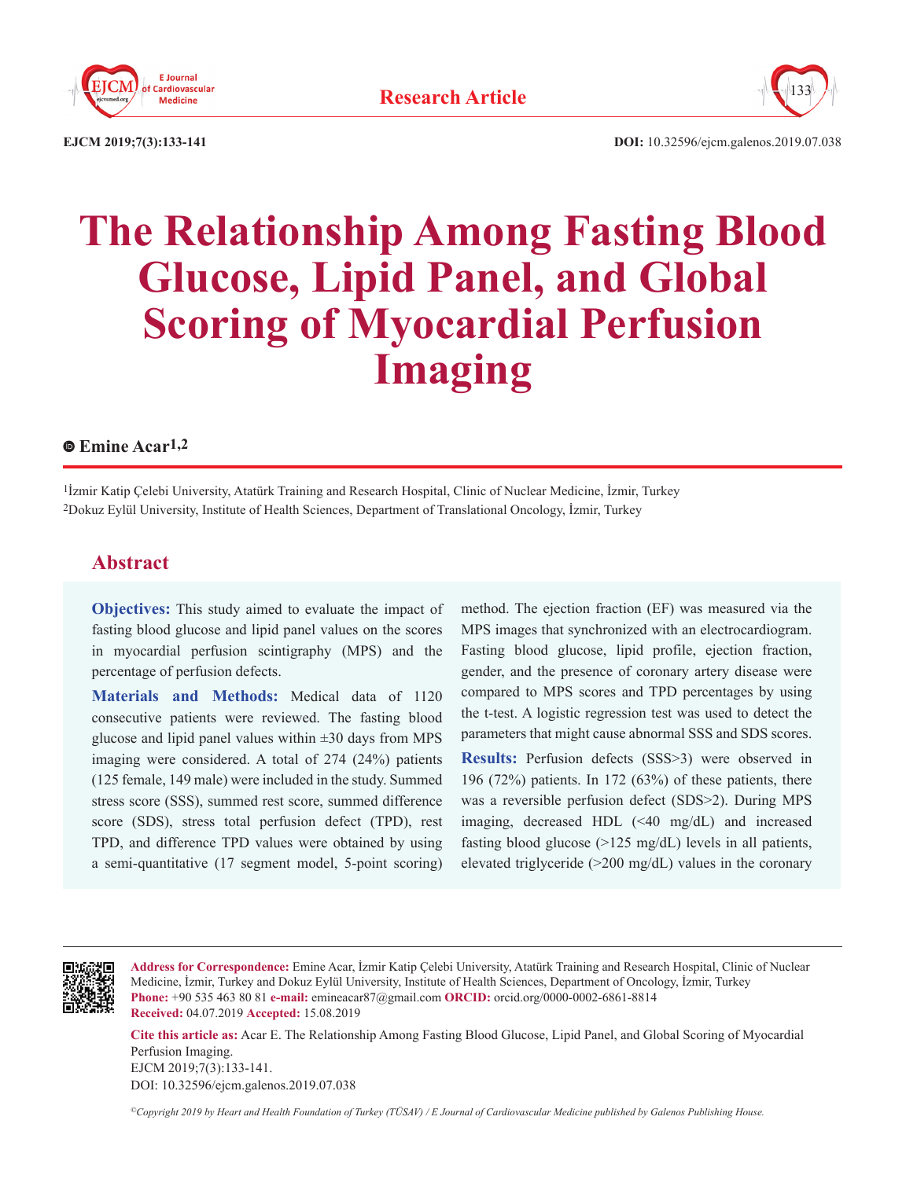Research Article

DOI: 10.32596/ejcm.galenos.2019.07.038

# The Relationship Among Fasting Blood Glucose, Lipid Panel, and Global Scoring of Myocardial Perfusion Imaging

**Emine Acar[1,2]**

[1]İzmir Katip Çelebi University, Atatürk Training and Research Hospital, Clinic of Nuclear Medicine, İzmir, Turkey
[2]Dokuz Eylül University, Institute of Health Sciences, Department of Translational Oncology, İzmir, Turkey

## Abstract

**Objectives:** This study aimed to evaluate the impact of fasting blood glucose and lipid panel values on the scores in myocardial perfusion scintigraphy (MPS) and the percentage of perfusion defects.

**Materials and Methods:** Medical data of 1120 consecutive patients were reviewed. The fasting blood glucose and lipid panel values within ±30 days from MPS imaging were considered. A total of 274 (24%) patients (125 female, 149 male) were included in the study. Summed stress score (SSS), summed rest score, summed difference score (SDS), stress total perfusion defect (TPD), rest TPD, and difference TPD values were obtained by using a semi-quantitative (17 segment model, 5-point scoring) method. The ejection fraction (EF) was measured via the MPS images that synchronized with an electrocardiogram. Fasting blood glucose, lipid profile, ejection fraction, gender, and the presence of coronary artery disease were compared to MPS scores and TPD percentages by using the t-test. A logistic regression test was used to detect the parameters that might cause abnormal SSS and SDS scores.

**Results:** Perfusion defects (SSS>3) were observed in 196 (72%) patients. In 172 (63%) of these patients, there was a reversible perfusion defect (SDS>2). During MPS imaging, decreased HDL (<40 mg/dL) and increased fasting blood glucose (>125 mg/dL) levels in all patients, elevated triglyceride (>200 mg/dL) values in the coronary

**Address for Correspondence:** Emine Acar, İzmir Katip Çelebi University, Atatürk Training and Research Hospital, Clinic of Nuclear Medicine, İzmir, Turkey and Dokuz Eylül University, Institute of Health Sciences, Department of Oncology, İzmir, Turkey
**Phone:** +90 535 463 80 81 **e-mail:** emineacar87@gmail.com **ORCID:** orcid.org/0000-0002-6861-8814
**Received:** 04.07.2019 **Accepted:** 15.08.2019

**Cite this article as:** Acar E. The Relationship Among Fasting Blood Glucose, Lipid Panel, and Global Scoring of Myocardial Perfusion Imaging.
EJCM 2019;7(3):133-141.
DOI: 10.32596/ejcm.galenos.2019.07.038

*©Copyright 2019 by Heart and Health Foundation of Turkey (TÜSAV) / E Journal of Cardiovascular Medicine published by Galenos Publishing House.*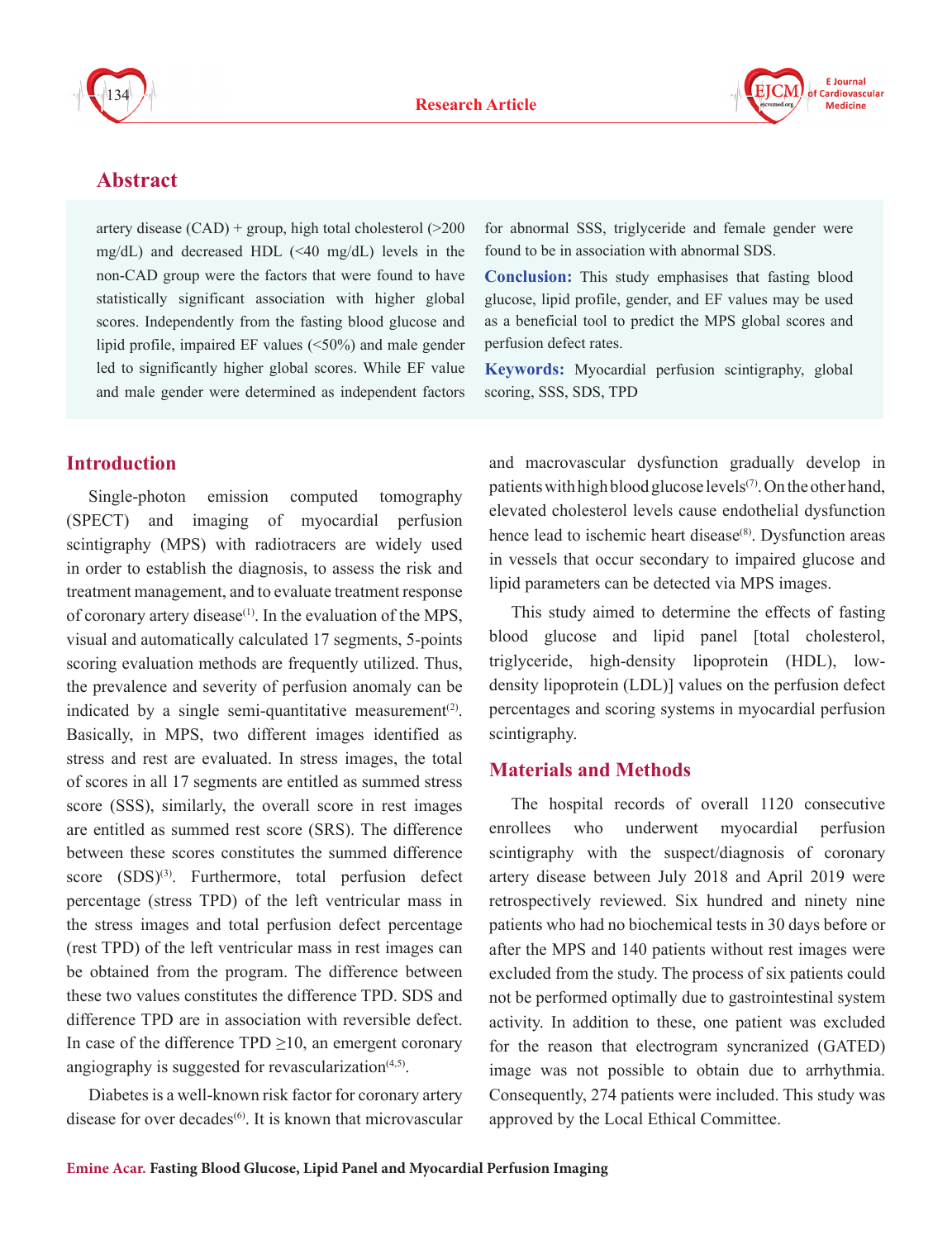## Abstract

artery disease (CAD) + group, high total cholesterol (>200 mg/dL) and decreased HDL (<40 mg/dL) levels in the non-CAD group were the factors that were found to have statistically significant association with higher global scores. Independently from the fasting blood glucose and lipid profile, impaired EF values (<50%) and male gender led to significantly higher global scores. While EF value and male gender were determined as independent factors for abnormal SSS, triglyceride and female gender were found to be in association with abnormal SDS.

**Conclusion:** This study emphasises that fasting blood glucose, lipid profile, gender, and EF values may be used as a beneficial tool to predict the MPS global scores and perfusion defect rates.

**Keywords:** Myocardial perfusion scintigraphy, global scoring, SSS, SDS, TPD

## Introduction

Single-photon emission computed tomography (SPECT) and imaging of myocardial perfusion scintigraphy (MPS) with radiotracers are widely used in order to establish the diagnosis, to assess the risk and treatment management, and to evaluate treatment response of coronary artery disease[1]. In the evaluation of the MPS, visual and automatically calculated 17 segments, 5-points scoring evaluation methods are frequently utilized. Thus, the prevalence and severity of perfusion anomaly can be indicated by a single semi-quantitative measurement[2]. Basically, in MPS, two different images identified as stress and rest are evaluated. In stress images, the total of scores in all 17 segments are entitled as summed stress score (SSS), similarly, the overall score in rest images are entitled as summed rest score (SRS). The difference between these scores constitutes the summed difference score (SDS)[3]. Furthermore, total perfusion defect percentage (stress TPD) of the left ventricular mass in the stress images and total perfusion defect percentage (rest TPD) of the left ventricular mass in rest images can be obtained from the program. The difference between these two values constitutes the difference TPD. SDS and difference TPD are in association with reversible defect. In case of the difference TPD ≥10, an emergent coronary angiography is suggested for revascularization[4,5].

Diabetes is a well-known risk factor for coronary artery disease for over decades[6]. It is known that microvascular and macrovascular dysfunction gradually develop in patients with high blood glucose levels[7]. On the other hand, elevated cholesterol levels cause endothelial dysfunction hence lead to ischemic heart disease[8]. Dysfunction areas in vessels that occur secondary to impaired glucose and lipid parameters can be detected via MPS images.

This study aimed to determine the effects of fasting blood glucose and lipid panel [total cholesterol, triglyceride, high-density lipoprotein (HDL), low-density lipoprotein (LDL)] values on the perfusion defect percentages and scoring systems in myocardial perfusion scintigraphy.

## Materials and Methods

The hospital records of overall 1120 consecutive enrollees who underwent myocardial perfusion scintigraphy with the suspect/diagnosis of coronary artery disease between July 2018 and April 2019 were retrospectively reviewed. Six hundred and ninety nine patients who had no biochemical tests in 30 days before or after the MPS and 140 patients without rest images were excluded from the study. The process of six patients could not be performed optimally due to gastrointestinal system activity. In addition to these, one patient was excluded for the reason that electrogram syncranized (GATED) image was not possible to obtain due to arrhythmia. Consequently, 274 patients were included. This study was approved by the Local Ethical Committee.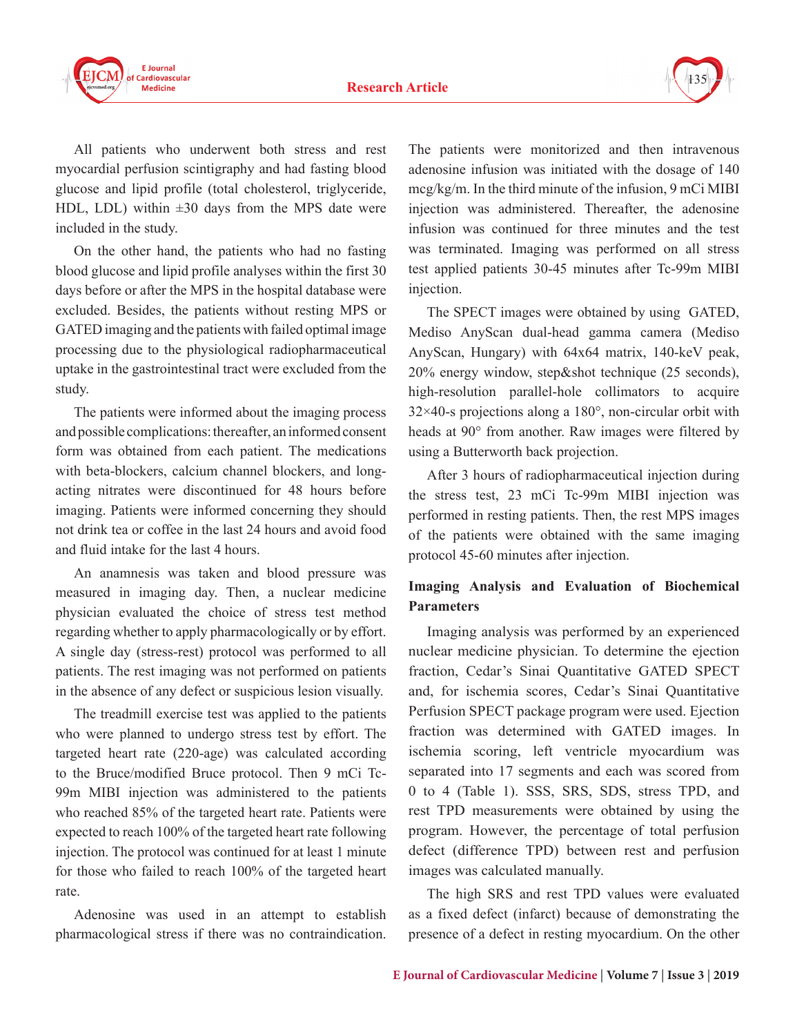All patients who underwent both stress and rest myocardial perfusion scintigraphy and had fasting blood glucose and lipid profile (total cholesterol, triglyceride, HDL, LDL) within ±30 days from the MPS date were included in the study.

On the other hand, the patients who had no fasting blood glucose and lipid profile analyses within the first 30 days before or after the MPS in the hospital database were excluded. Besides, the patients without resting MPS or GATED imaging and the patients with failed optimal image processing due to the physiological radiopharmaceutical uptake in the gastrointestinal tract were excluded from the study.

The patients were informed about the imaging process and possible complications: thereafter, an informed consent form was obtained from each patient. The medications with beta-blockers, calcium channel blockers, and long-acting nitrates were discontinued for 48 hours before imaging. Patients were informed concerning they should not drink tea or coffee in the last 24 hours and avoid food and fluid intake for the last 4 hours.

An anamnesis was taken and blood pressure was measured in imaging day. Then, a nuclear medicine physician evaluated the choice of stress test method regarding whether to apply pharmacologically or by effort. A single day (stress-rest) protocol was performed to all patients. The rest imaging was not performed on patients in the absence of any defect or suspicious lesion visually.

The treadmill exercise test was applied to the patients who were planned to undergo stress test by effort. The targeted heart rate (220-age) was calculated according to the Bruce/modified Bruce protocol. Then 9 mCi Tc-99m MIBI injection was administered to the patients who reached 85% of the targeted heart rate. Patients were expected to reach 100% of the targeted heart rate following injection. The protocol was continued for at least 1 minute for those who failed to reach 100% of the targeted heart rate.

Adenosine was used in an attempt to establish pharmacological stress if there was no contraindication. The patients were monitorized and then intravenous adenosine infusion was initiated with the dosage of 140 mcg/kg/m. In the third minute of the infusion, 9 mCi MIBI injection was administered. Thereafter, the adenosine infusion was continued for three minutes and the test was terminated. Imaging was performed on all stress test applied patients 30-45 minutes after Tc-99m MIBI injection.

The SPECT images were obtained by using GATED, Mediso AnyScan dual-head gamma camera (Mediso AnyScan, Hungary) with 64x64 matrix, 140-keV peak, 20% energy window, step&shot technique (25 seconds), high-resolution parallel-hole collimators to acquire 32×40-s projections along a 180°, non-circular orbit with heads at 90° from another. Raw images were filtered by using a Butterworth back projection.

After 3 hours of radiopharmaceutical injection during the stress test, 23 mCi Tc-99m MIBI injection was performed in resting patients. Then, the rest MPS images of the patients were obtained with the same imaging protocol 45-60 minutes after injection.

### Imaging Analysis and Evaluation of Biochemical Parameters

Imaging analysis was performed by an experienced nuclear medicine physician. To determine the ejection fraction, Cedar's Sinai Quantitative GATED SPECT and, for ischemia scores, Cedar's Sinai Quantitative Perfusion SPECT package program were used. Ejection fraction was determined with GATED images. In ischemia scoring, left ventricle myocardium was separated into 17 segments and each was scored from 0 to 4 (Table 1). SSS, SRS, SDS, stress TPD, and rest TPD measurements were obtained by using the program. However, the percentage of total perfusion defect (difference TPD) between rest and perfusion images was calculated manually.

The high SRS and rest TPD values were evaluated as a fixed defect (infarct) because of demonstrating the presence of a defect in resting myocardium. On the other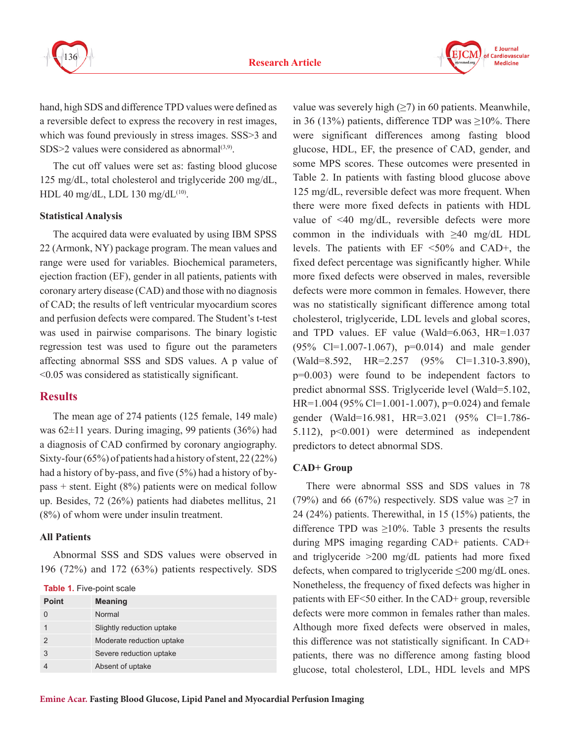hand, high SDS and difference TPD values were defined as a reversible defect to express the recovery in rest images, which was found previously in stress images. SSS>3 and SDS>2 values were considered as abnormal[3,9].

The cut off values were set as: fasting blood glucose 125 mg/dL, total cholesterol and triglyceride 200 mg/dL, HDL 40 mg/dL, LDL 130 mg/dL[10].

### Statistical Analysis

The acquired data were evaluated by using IBM SPSS 22 (Armonk, NY) package program. The mean values and range were used for variables. Biochemical parameters, ejection fraction (EF), gender in all patients, patients with coronary artery disease (CAD) and those with no diagnosis of CAD; the results of left ventricular myocardium scores and perfusion defects were compared. The Student's t-test was used in pairwise comparisons. The binary logistic regression test was used to figure out the parameters affecting abnormal SSS and SDS values. A p value of <0.05 was considered as statistically significant.

## Results

The mean age of 274 patients (125 female, 149 male) was 62±11 years. During imaging, 99 patients (36%) had a diagnosis of CAD confirmed by coronary angiography. Sixty-four (65%) of patients had a history of stent, 22 (22%) had a history of by-pass, and five (5%) had a history of by-pass + stent. Eight (8%) patients were on medical follow up. Besides, 72 (26%) patients had diabetes mellitus, 21 (8%) of whom were under insulin treatment.

### All Patients

Abnormal SSS and SDS values were observed in 196 (72%) and 172 (63%) patients respectively. SDS value was severely high (≥7) in 60 patients. Meanwhile, in 36 (13%) patients, difference TDP was ≥10%. There were significant differences among fasting blood glucose, HDL, EF, the presence of CAD, gender, and some MPS scores. These outcomes were presented in Table 2. In patients with fasting blood glucose above 125 mg/dL, reversible defect was more frequent. When there were more fixed defects in patients with HDL value of <40 mg/dL, reversible defects were more common in the individuals with ≥40 mg/dL HDL levels. The patients with EF <50% and CAD+, the fixed defect percentage was significantly higher. While more fixed defects were observed in males, reversible defects were more common in females. However, there was no statistically significant difference among total cholesterol, triglyceride, LDL levels and global scores, and TPD values. EF value (Wald=6.063, HR=1.037 (95% CI=1.007-1.067), p=0.014) and male gender (Wald=8.592, HR=2.257 (95% CI=1.310-3.890), p=0.003) were found to be independent factors to predict abnormal SSS. Triglyceride level (Wald=5.102, HR=1.004 (95% CI=1.001-1.007), p=0.024) and female gender (Wald=16.981, HR=3.021 (95% CI=1.786-5.112), p<0.001) were determined as independent predictors to detect abnormal SDS.

**Table 1.** Five-point scale

| Point | Meaning |
|---|---|
| 0 | Normal |
| 1 | Slightly reduction uptake |
| 2 | Moderate reduction uptake |
| 3 | Severe reduction uptake |
| 4 | Absent of uptake |

### CAD+ Group

There were abnormal SSS and SDS values in 78 (79%) and 66 (67%) respectively. SDS value was ≥7 in 24 (24%) patients. Therewithal, in 15 (15%) patients, the difference TPD was ≥10%. Table 3 presents the results during MPS imaging regarding CAD+ patients. CAD+ and triglyceride >200 mg/dL patients had more fixed defects, when compared to triglyceride ≤200 mg/dL ones. Nonetheless, the frequency of fixed defects was higher in patients with EF<50 either. In the CAD+ group, reversible defects were more common in females rather than males. Although more fixed defects were observed in males, this difference was not statistically significant. In CAD+ patients, there was no difference among fasting blood glucose, total cholesterol, LDL, HDL levels and MPS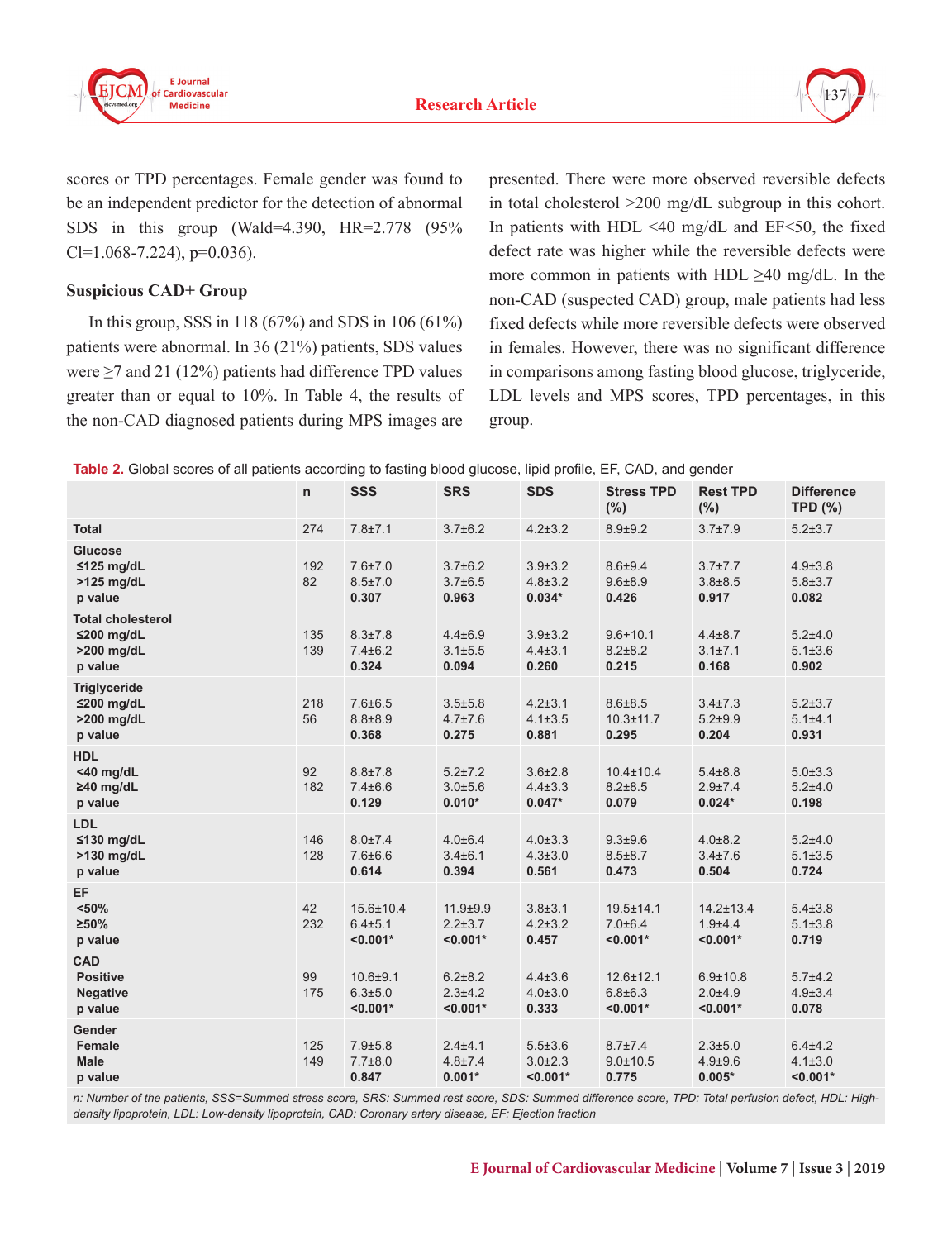scores or TPD percentages. Female gender was found to be an independent predictor for the detection of abnormal SDS in this group (Wald=4.390, HR=2.778 (95% Cl=1.068-7.224), p=0.036).

### Suspicious CAD+ Group

In this group, SSS in 118 (67%) and SDS in 106 (61%) patients were abnormal. In 36 (21%) patients, SDS values were ≥7 and 21 (12%) patients had difference TPD values greater than or equal to 10%. In Table 4, the results of the non-CAD diagnosed patients during MPS images are presented. There were more observed reversible defects in total cholesterol >200 mg/dL subgroup in this cohort. In patients with HDL <40 mg/dL and EF<50, the fixed defect rate was higher while the reversible defects were more common in patients with HDL ≥40 mg/dL. In the non-CAD (suspected CAD) group, male patients had less fixed defects while more reversible defects were observed in females. However, there was no significant difference in comparisons among fasting blood glucose, triglyceride, LDL levels and MPS scores, TPD percentages, in this group.

**Table 2.** Global scores of all patients according to fasting blood glucose, lipid profile, EF, CAD, and gender

| | n | SSS | SRS | SDS | Stress TPD (%) | Rest TPD (%) | Difference TPD (%) |
|---|---|---|---|---|---|---|---|
| **Total** | 274 | 7.8±7.1 | 3.7±6.2 | 4.2±3.2 | 8.9±9.2 | 3.7±7.9 | 5.2±3.7 |
| **Glucose** | | | | | | | |
| ≤125 mg/dL | 192 | 7.6±7.0 | 3.7±6.2 | 3.9±3.2 | 8.6±9.4 | 3.7±7.7 | 4.9±3.8 |
| >125 mg/dL | 82 | 8.5±7.0 | 3.7±6.5 | 4.8±3.2 | 9.6±8.9 | 3.8±8.5 | 5.8±3.7 |
| p value | | 0.307 | 0.963 | 0.034* | 0.426 | 0.917 | 0.082 |
| **Total cholesterol** | | | | | | | |
| ≤200 mg/dL | 135 | 8.3±7.8 | 4.4±6.9 | 3.9±3.2 | 9.6+10.1 | 4.4±8.7 | 5.2±4.0 |
| >200 mg/dL | 139 | 7.4±6.2 | 3.1±5.5 | 4.4±3.1 | 8.2±8.2 | 3.1±7.1 | 5.1±3.6 |
| p value | | 0.324 | 0.094 | 0.260 | 0.215 | 0.168 | 0.902 |
| **Triglyceride** | | | | | | | |
| ≤200 mg/dL | 218 | 7.6±6.5 | 3.5±5.8 | 4.2±3.1 | 8.6±8.5 | 3.4±7.3 | 5.2±3.7 |
| >200 mg/dL | 56 | 8.8±8.9 | 4.7±7.6 | 4.1±3.5 | 10.3±11.7 | 5.2±9.9 | 5.1±4.1 |
| p value | | 0.368 | 0.275 | 0.881 | 0.295 | 0.204 | 0.931 |
| **HDL** | | | | | | | |
| <40 mg/dL | 92 | 8.8±7.8 | 5.2±7.2 | 3.6±2.8 | 10.4±10.4 | 5.4±8.8 | 5.0±3.3 |
| ≥40 mg/dL | 182 | 7.4±6.6 | 3.0±5.6 | 4.4±3.3 | 8.2±8.5 | 2.9±7.4 | 5.2±4.0 |
| p value | | 0.129 | 0.010* | 0.047* | 0.079 | 0.024* | 0.198 |
| **LDL** | | | | | | | |
| ≤130 mg/dL | 146 | 8.0±7.4 | 4.0±6.4 | 4.0±3.3 | 9.3±9.6 | 4.0±8.2 | 5.2±4.0 |
| >130 mg/dL | 128 | 7.6±6.6 | 3.4±6.1 | 4.3±3.0 | 8.5±8.7 | 3.4±7.6 | 5.1±3.5 |
| p value | | 0.614 | 0.394 | 0.561 | 0.473 | 0.504 | 0.724 |
| **EF** | | | | | | | |
| <50% | 42 | 15.6±10.4 | 11.9±9.9 | 3.8±3.1 | 19.5±14.1 | 14.2±13.4 | 5.4±3.8 |
| ≥50% | 232 | 6.4±5.1 | 2.2±3.7 | 4.2±3.2 | 7.0±6.4 | 1.9±4.4 | 5.1±3.8 |
| p value | | <0.001* | <0.001* | 0.457 | <0.001* | <0.001* | 0.719 |
| **CAD** | | | | | | | |
| Positive | 99 | 10.6±9.1 | 6.2±8.2 | 4.4±3.6 | 12.6±12.1 | 6.9±10.8 | 5.7±4.2 |
| Negative | 175 | 6.3±5.0 | 2.3±4.2 | 4.0±3.0 | 6.8±6.3 | 2.0±4.9 | 4.9±3.4 |
| p value | | <0.001* | <0.001* | 0.333 | <0.001* | <0.001* | 0.078 |
| **Gender** | | | | | | | |
| Female | 125 | 7.9±5.8 | 2.4±4.1 | 5.5±3.6 | 8.7±7.4 | 2.3±5.0 | 6.4±4.2 |
| Male | 149 | 7.7±8.0 | 4.8±7.4 | 3.0±2.3 | 9.0±10.5 | 4.9±9.6 | 4.1±3.0 |
| p value | | 0.847 | 0.001* | <0.001* | 0.775 | 0.005* | <0.001* |

*n: Number of the patients, SSS=Summed stress score, SRS: Summed rest score, SDS: Summed difference score, TPD: Total perfusion defect, HDL: High-density lipoprotein, LDL: Low-density lipoprotein, CAD: Coronary artery disease, EF: Ejection fraction*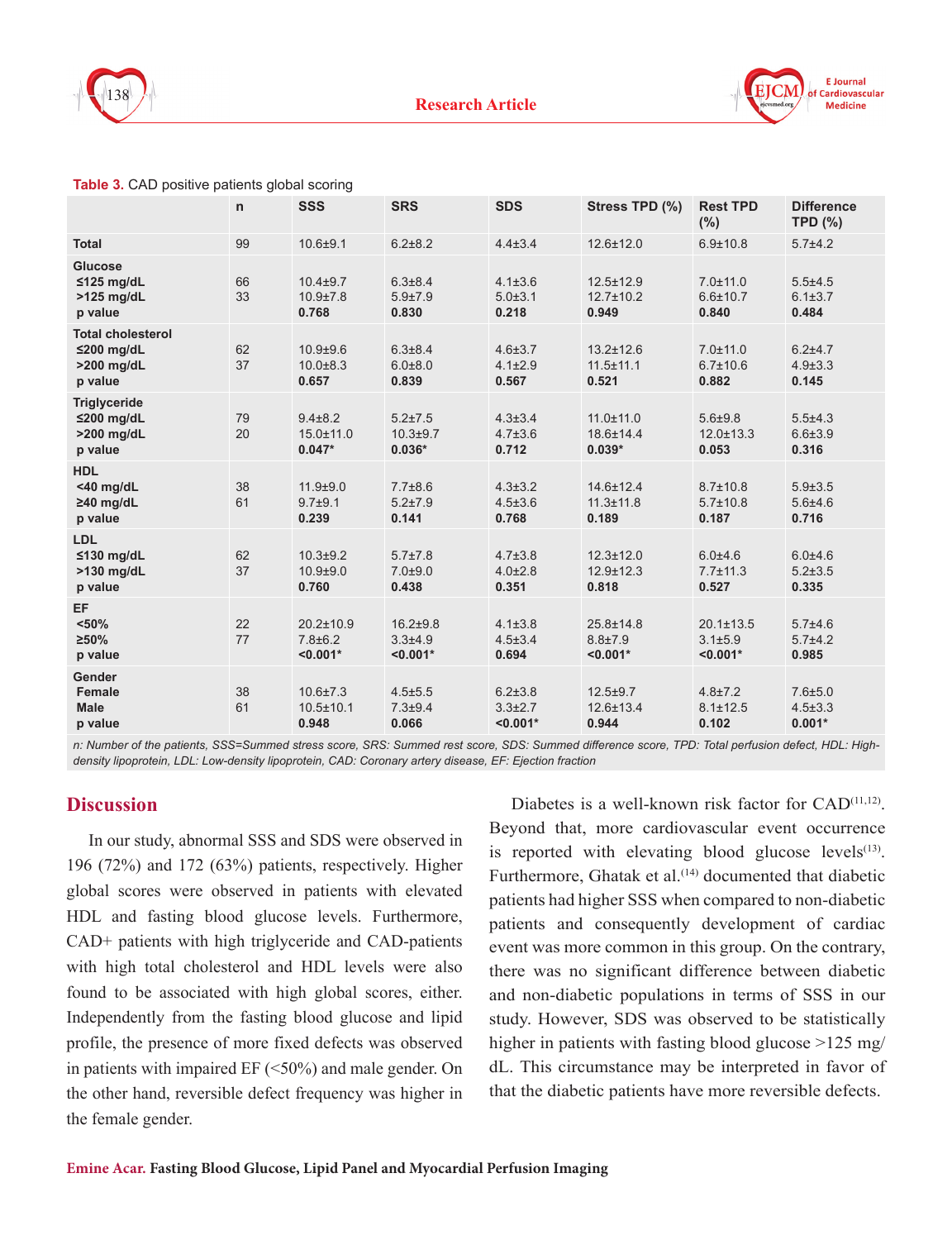**Table 3.** CAD positive patients global scoring

| | n | SSS | SRS | SDS | Stress TPD (%) | Rest TPD (%) | Difference TPD (%) |
|---|---|---|---|---|---|---|---|
| **Total** | 99 | 10.6±9.1 | 6.2±8.2 | 4.4±3.4 | 12.6±12.0 | 6.9±10.8 | 5.7±4.2 |
| **Glucose** | | | | | | | |
| **≤125 mg/dL** | 66 | 10.4±9.7 | 6.3±8.4 | 4.1±3.6 | 12.5±12.9 | 7.0±11.0 | 5.5±4.5 |
| **>125 mg/dL** | 33 | 10.9±7.8 | 5.9±7.9 | 5.0±3.1 | 12.7±10.2 | 6.6±10.7 | 6.1±3.7 |
| **p value** | | **0.768** | **0.830** | **0.218** | **0.949** | **0.840** | **0.484** |
| **Total cholesterol** | | | | | | | |
| **≤200 mg/dL** | 62 | 10.9±9.6 | 6.3±8.4 | 4.6±3.7 | 13.2±12.6 | 7.0±11.0 | 6.2±4.7 |
| **>200 mg/dL** | 37 | 10.0±8.3 | 6.0±8.0 | 4.1±2.9 | 11.5±11.1 | 6.7±10.6 | 4.9±3.3 |
| **p value** | | **0.657** | **0.839** | **0.567** | **0.521** | **0.882** | **0.145** |
| **Triglyceride** | | | | | | | |
| **≤200 mg/dL** | 79 | 9.4±8.2 | 5.2±7.5 | 4.3±3.4 | 11.0±11.0 | 5.6±9.8 | 5.5±4.3 |
| **>200 mg/dL** | 20 | 15.0±11.0 | 10.3±9.7 | 4.7±3.6 | 18.6±14.4 | 12.0±13.3 | 6.6±3.9 |
| **p value** | | **0.047*** | **0.036*** | **0.712** | **0.039*** | **0.053** | **0.316** |
| **HDL** | | | | | | | |
| **<40 mg/dL** | 38 | 11.9±9.0 | 7.7±8.6 | 4.3±3.2 | 14.6±12.4 | 8.7±10.8 | 5.9±3.5 |
| **≥40 mg/dL** | 61 | 9.7±9.1 | 5.2±7.9 | 4.5±3.6 | 11.3±11.8 | 5.7±10.8 | 5.6±4.6 |
| **p value** | | **0.239** | **0.141** | **0.768** | **0.189** | **0.187** | **0.716** |
| **LDL** | | | | | | | |
| **≤130 mg/dL** | 62 | 10.3±9.2 | 5.7±7.8 | 4.7±3.8 | 12.3±12.0 | 6.0±4.6 | 6.0±4.6 |
| **>130 mg/dL** | 37 | 10.9±9.0 | 7.0±9.0 | 4.0±2.8 | 12.9±12.3 | 7.7±11.3 | 5.2±3.5 |
| **p value** | | **0.760** | **0.438** | **0.351** | **0.818** | **0.527** | **0.335** |
| **EF** | | | | | | | |
| **<50%** | 22 | 20.2±10.9 | 16.2±9.8 | 4.1±3.8 | 25.8±14.8 | 20.1±13.5 | 5.7±4.6 |
| **≥50%** | 77 | 7.8±6.2 | 3.3±4.9 | 4.5±3.4 | 8.8±7.9 | 3.1±5.9 | 5.7±4.2 |
| **p value** | | **<0.001*** | **<0.001*** | **0.694** | **<0.001*** | **<0.001*** | **0.985** |
| **Gender** | | | | | | | |
| **Female** | 38 | 10.6±7.3 | 4.5±5.5 | 6.2±3.8 | 12.5±9.7 | 4.8±7.2 | 7.6±5.0 |
| **Male** | 61 | 10.5±10.1 | 7.3±9.4 | 3.3±2.7 | 12.6±13.4 | 8.1±12.5 | 4.5±3.3 |
| **p value** | | **0.948** | **0.066** | **<0.001*** | **0.944** | **0.102** | **0.001*** |

*n: Number of the patients, SSS=Summed stress score, SRS: Summed rest score, SDS: Summed difference score, TPD: Total perfusion defect, HDL: High-density lipoprotein, LDL: Low-density lipoprotein, CAD: Coronary artery disease, EF: Ejection fraction*

## Discussion

In our study, abnormal SSS and SDS were observed in 196 (72%) and 172 (63%) patients, respectively. Higher global scores were observed in patients with elevated HDL and fasting blood glucose levels. Furthermore, CAD+ patients with high triglyceride and CAD-patients with high total cholesterol and HDL levels were also found to be associated with high global scores, either. Independently from the fasting blood glucose and lipid profile, the presence of more fixed defects was observed in patients with impaired EF (<50%) and male gender. On the other hand, reversible defect frequency was higher in the female gender.

Diabetes is a well-known risk factor for CAD[11,12]. Beyond that, more cardiovascular event occurrence is reported with elevating blood glucose levels[13]. Furthermore, Ghatak et al.[14] documented that diabetic patients had higher SSS when compared to non-diabetic patients and consequently development of cardiac event was more common in this group. On the contrary, there was no significant difference between diabetic and non-diabetic populations in terms of SSS in our study. However, SDS was observed to be statistically higher in patients with fasting blood glucose >125 mg/dL. This circumstance may be interpreted in favor of that the diabetic patients have more reversible defects.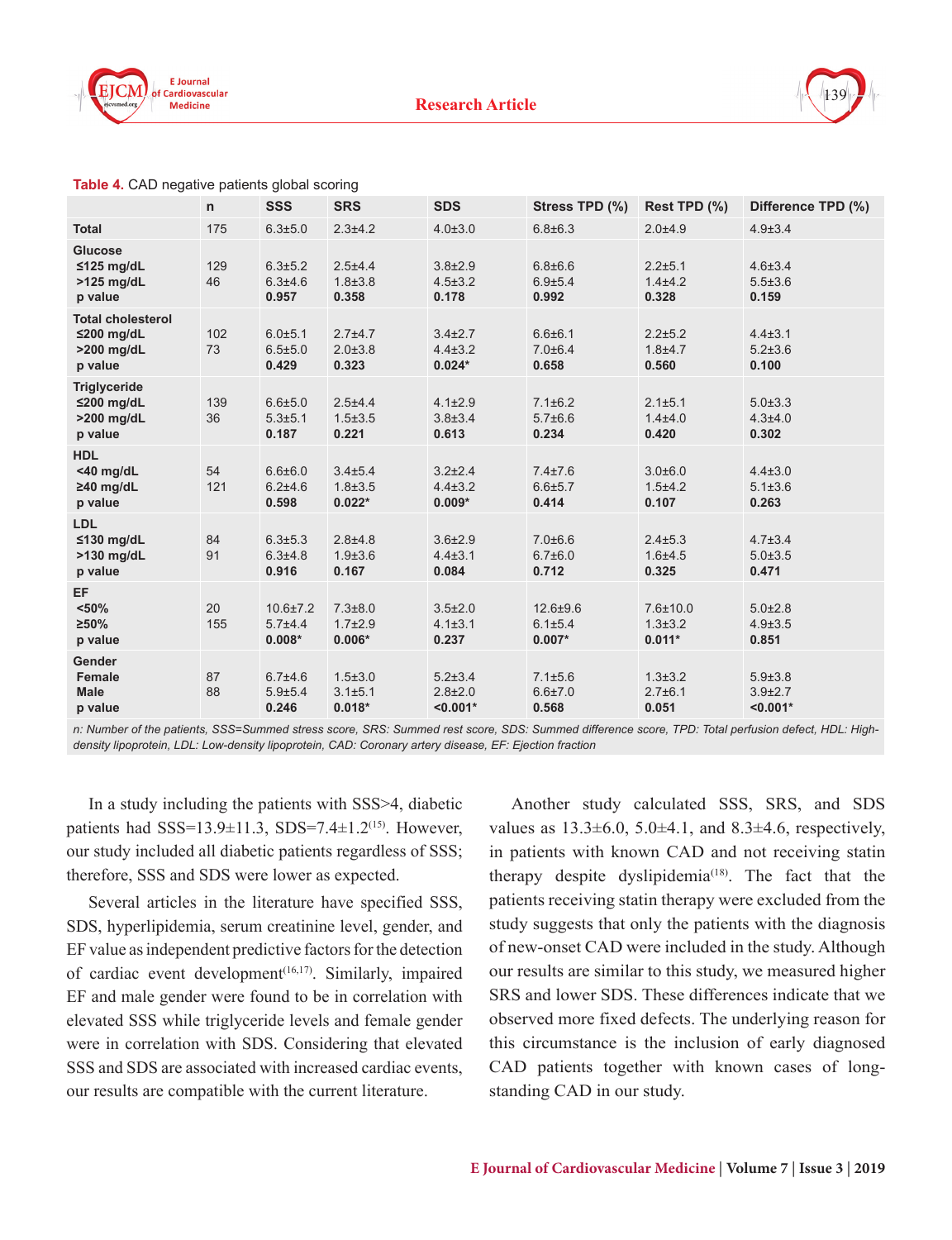**Table 4.** CAD negative patients global scoring

| | n | SSS | SRS | SDS | Stress TPD (%) | Rest TPD (%) | Difference TPD (%) |
|---|---|---|---|---|---|---|---|
| **Total** | 175 | 6.3±5.0 | 2.3±4.2 | 4.0±3.0 | 6.8±6.3 | 2.0±4.9 | 4.9±3.4 |
| **Glucose** | | | | | | | |
| **≤125 mg/dL** | 129 | 6.3±5.2 | 2.5±4.4 | 3.8±2.9 | 6.8±6.6 | 2.2±5.1 | 4.6±3.4 |
| **>125 mg/dL** | 46 | 6.3±4.6 | 1.8±3.8 | 4.5±3.2 | 6.9±5.4 | 1.4±4.2 | 5.5±3.6 |
| **p value** | | **0.957** | **0.358** | **0.178** | **0.992** | **0.328** | **0.159** |
| **Total cholesterol** | | | | | | | |
| **≤200 mg/dL** | 102 | 6.0±5.1 | 2.7±4.7 | 3.4±2.7 | 6.6±6.1 | 2.2±5.2 | 4.4±3.1 |
| **>200 mg/dL** | 73 | 6.5±5.0 | 2.0±3.8 | 4.4±3.2 | 7.0±6.4 | 1.8±4.7 | 5.2±3.6 |
| **p value** | | **0.429** | **0.323** | **0.024*** | **0.658** | **0.560** | **0.100** |
| **Triglyceride** | | | | | | | |
| **≤200 mg/dL** | 139 | 6.6±5.0 | 2.5±4.4 | 4.1±2.9 | 7.1±6.2 | 2.1±5.1 | 5.0±3.3 |
| **>200 mg/dL** | 36 | 5.3±5.1 | 1.5±3.5 | 3.8±3.4 | 5.7±6.6 | 1.4±4.0 | 4.3±4.0 |
| **p value** | | **0.187** | **0.221** | **0.613** | **0.234** | **0.420** | **0.302** |
| **HDL** | | | | | | | |
| **<40 mg/dL** | 54 | 6.6±6.0 | 3.4±5.4 | 3.2±2.4 | 7.4±7.6 | 3.0±6.0 | 4.4±3.0 |
| **≥40 mg/dL** | 121 | 6.2±4.6 | 1.8±3.5 | 4.4±3.2 | 6.6±5.7 | 1.5±4.2 | 5.1±3.6 |
| **p value** | | **0.598** | **0.022*** | **0.009*** | **0.414** | **0.107** | **0.263** |
| **LDL** | | | | | | | |
| **≤130 mg/dL** | 84 | 6.3±5.3 | 2.8±4.8 | 3.6±2.9 | 7.0±6.6 | 2.4±5.3 | 4.7±3.4 |
| **>130 mg/dL** | 91 | 6.3±4.8 | 1.9±3.6 | 4.4±3.1 | 6.7±6.0 | 1.6±4.5 | 5.0±3.5 |
| **p value** | | **0.916** | **0.167** | **0.084** | **0.712** | **0.325** | **0.471** |
| **EF** | | | | | | | |
| **<50%** | 20 | 10.6±7.2 | 7.3±8.0 | 3.5±2.0 | 12.6±9.6 | 7.6±10.0 | 5.0±2.8 |
| **≥50%** | 155 | 5.7±4.4 | 1.7±2.9 | 4.1±3.1 | 6.1±5.4 | 1.3±3.2 | 4.9±3.5 |
| **p value** | | **0.008*** | **0.006*** | **0.237** | **0.007*** | **0.011*** | **0.851** |
| **Gender** | | | | | | | |
| **Female** | 87 | 6.7±4.6 | 1.5±3.0 | 5.2±3.4 | 7.1±5.6 | 1.3±3.2 | 5.9±3.8 |
| **Male** | 88 | 5.9±5.4 | 3.1±5.1 | 2.8±2.0 | 6.6±7.0 | 2.7±6.1 | 3.9±2.7 |
| **p value** | | **0.246** | **0.018*** | **<0.001*** | **0.568** | **0.051** | **<0.001*** |

*n: Number of the patients, SSS=Summed stress score, SRS: Summed rest score, SDS: Summed difference score, TPD: Total perfusion defect, HDL: High-density lipoprotein, LDL: Low-density lipoprotein, CAD: Coronary artery disease, EF: Ejection fraction*

In a study including the patients with SSS>4, diabetic patients had SSS=13.9±11.3, SDS=7.4±1.2[15]. However, our study included all diabetic patients regardless of SSS; therefore, SSS and SDS were lower as expected.

Several articles in the literature have specified SSS, SDS, hyperlipidemia, serum creatinine level, gender, and EF value as independent predictive factors for the detection of cardiac event development[16,17]. Similarly, impaired EF and male gender were found to be in correlation with elevated SSS while triglyceride levels and female gender were in correlation with SDS. Considering that elevated SSS and SDS are associated with increased cardiac events, our results are compatible with the current literature.

Another study calculated SSS, SRS, and SDS values as 13.3±6.0, 5.0±4.1, and 8.3±4.6, respectively, in patients with known CAD and not receiving statin therapy despite dyslipidemia[18]. The fact that the patients receiving statin therapy were excluded from the study suggests that only the patients with the diagnosis of new-onset CAD were included in the study. Although our results are similar to this study, we measured higher SRS and lower SDS. These differences indicate that we observed more fixed defects. The underlying reason for this circumstance is the inclusion of early diagnosed CAD patients together with known cases of long-standing CAD in our study.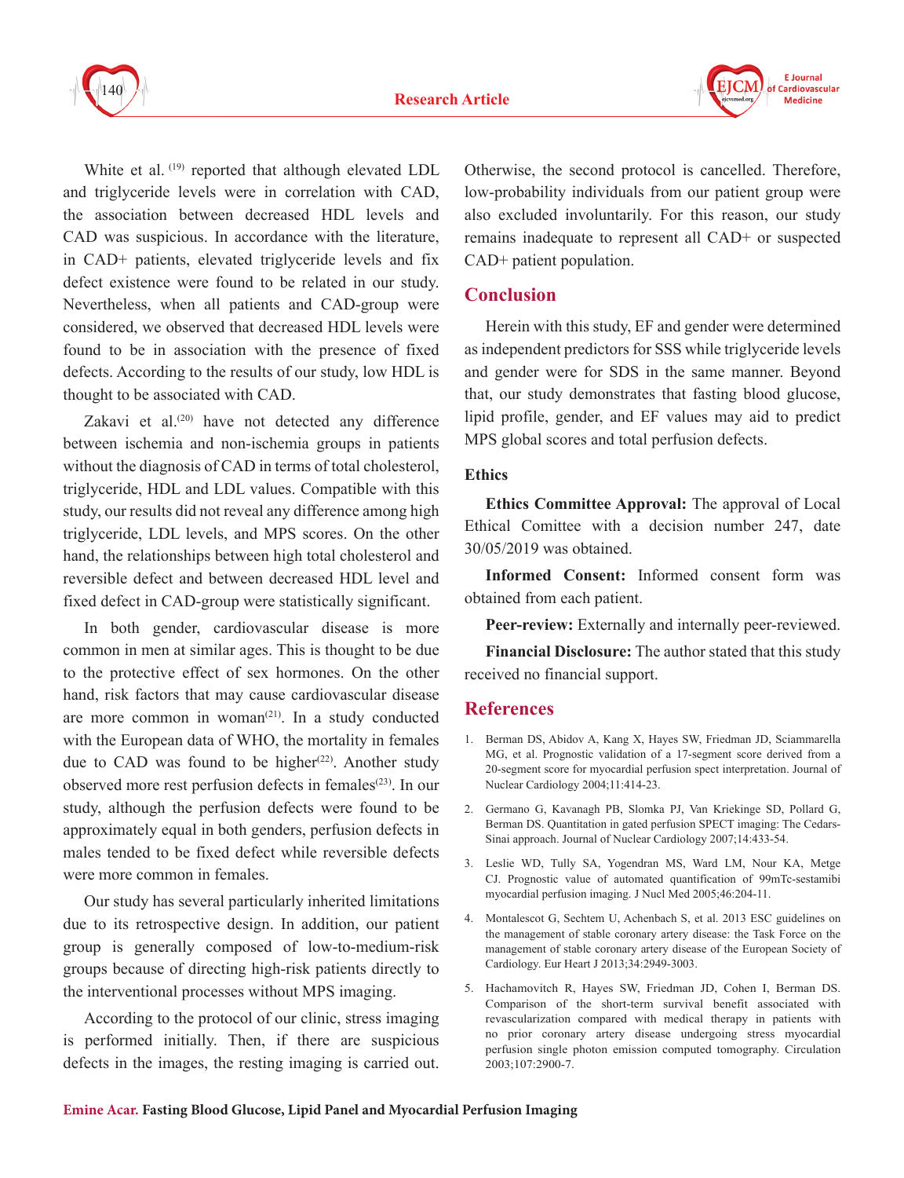White et al. [19] reported that although elevated LDL and triglyceride levels were in correlation with CAD, the association between decreased HDL levels and CAD was suspicious. In accordance with the literature, in CAD+ patients, elevated triglyceride levels and fix defect existence were found to be related in our study. Nevertheless, when all patients and CAD-group were considered, we observed that decreased HDL levels were found to be in association with the presence of fixed defects. According to the results of our study, low HDL is thought to be associated with CAD.

Zakavi et al.[20] have not detected any difference between ischemia and non-ischemia groups in patients without the diagnosis of CAD in terms of total cholesterol, triglyceride, HDL and LDL values. Compatible with this study, our results did not reveal any difference among high triglyceride, LDL levels, and MPS scores. On the other hand, the relationships between high total cholesterol and reversible defect and between decreased HDL level and fixed defect in CAD-group were statistically significant.

In both gender, cardiovascular disease is more common in men at similar ages. This is thought to be due to the protective effect of sex hormones. On the other hand, risk factors that may cause cardiovascular disease are more common in woman[21]. In a study conducted with the European data of WHO, the mortality in females due to CAD was found to be higher[22]. Another study observed more rest perfusion defects in females[23]. In our study, although the perfusion defects were found to be approximately equal in both genders, perfusion defects in males tended to be fixed defect while reversible defects were more common in females.

Our study has several particularly inherited limitations due to its retrospective design. In addition, our patient group is generally composed of low-to-medium-risk groups because of directing high-risk patients directly to the interventional processes without MPS imaging.

According to the protocol of our clinic, stress imaging is performed initially. Then, if there are suspicious defects in the images, the resting imaging is carried out. Otherwise, the second protocol is cancelled. Therefore, low-probability individuals from our patient group were also excluded involuntarily. For this reason, our study remains inadequate to represent all CAD+ or suspected CAD+ patient population.

## Conclusion

Herein with this study, EF and gender were determined as independent predictors for SSS while triglyceride levels and gender were for SDS in the same manner. Beyond that, our study demonstrates that fasting blood glucose, lipid profile, gender, and EF values may aid to predict MPS global scores and total perfusion defects.

### Ethics

**Ethics Committee Approval:** The approval of Local Ethical Comittee with a decision number 247, date 30/05/2019 was obtained.

**Informed Consent:** Informed consent form was obtained from each patient.

**Peer-review:** Externally and internally peer-reviewed.

**Financial Disclosure:** The author stated that this study received no financial support.

## References

1. Berman DS, Abidov A, Kang X, Hayes SW, Friedman JD, Sciammarella MG, et al. Prognostic validation of a 17-segment score derived from a 20-segment score for myocardial perfusion spect interpretation. Journal of Nuclear Cardiology 2004;11:414-23.
2. Germano G, Kavanagh PB, Slomka PJ, Van Kriekinge SD, Pollard G, Berman DS. Quantitation in gated perfusion SPECT imaging: The Cedars-Sinai approach. Journal of Nuclear Cardiology 2007;14:433-54.
3. Leslie WD, Tully SA, Yogendran MS, Ward LM, Nour KA, Metge CJ. Prognostic value of automated quantification of 99mTc-sestamibi myocardial perfusion imaging. J Nucl Med 2005;46:204-11.
4. Montalescot G, Sechtem U, Achenbach S, et al. 2013 ESC guidelines on the management of stable coronary artery disease: the Task Force on the management of stable coronary artery disease of the European Society of Cardiology. Eur Heart J 2013;34:2949-3003.
5. Hachamovitch R, Hayes SW, Friedman JD, Cohen I, Berman DS. Comparison of the short-term survival benefit associated with revascularization compared with medical therapy in patients with no prior coronary artery disease undergoing stress myocardial perfusion single photon emission computed tomography. Circulation 2003;107:2900-7.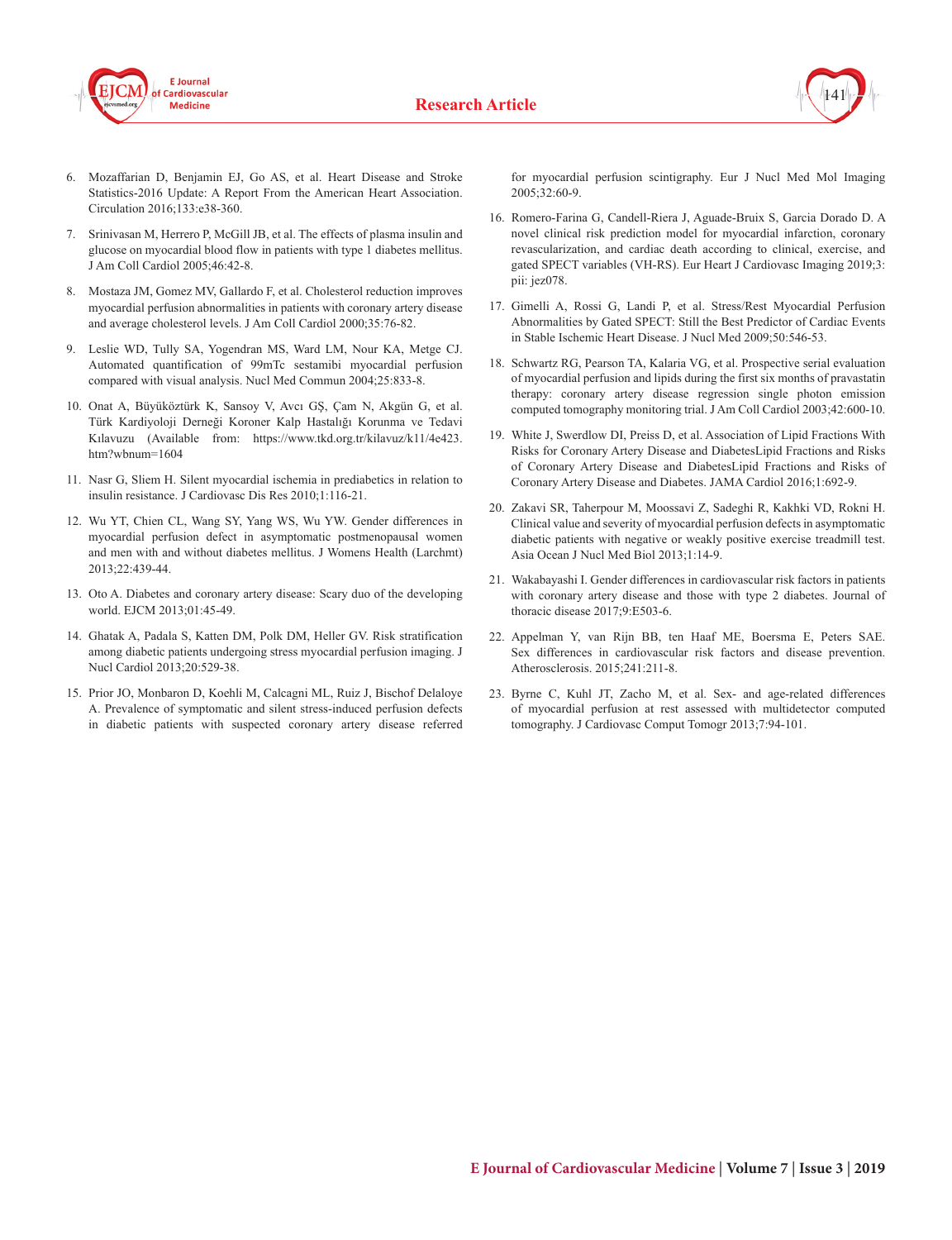6. Mozaffarian D, Benjamin EJ, Go AS, et al. Heart Disease and Stroke Statistics-2016 Update: A Report From the American Heart Association. Circulation 2016;133:e38-360.

7. Srinivasan M, Herrero P, McGill JB, et al. The effects of plasma insulin and glucose on myocardial blood flow in patients with type 1 diabetes mellitus. J Am Coll Cardiol 2005;46:42-8.

8. Mostaza JM, Gomez MV, Gallardo F, et al. Cholesterol reduction improves myocardial perfusion abnormalities in patients with coronary artery disease and average cholesterol levels. J Am Coll Cardiol 2000;35:76-82.

9. Leslie WD, Tully SA, Yogendran MS, Ward LM, Nour KA, Metge CJ. Automated quantification of 99mTc sestamibi myocardial perfusion compared with visual analysis. Nucl Med Commun 2004;25:833-8.

10. Onat A, Büyüköztürk K, Sansoy V, Avcı GŞ, Çam N, Akgün G, et al. Türk Kardiyoloji Derneği Koroner Kalp Hastalığı Korunma ve Tedavi Kılavuzu (Available from: https://www.tkd.org.tr/kilavuz/k11/4e423.htm?wbnum=1604

11. Nasr G, Sliem H. Silent myocardial ischemia in prediabetics in relation to insulin resistance. J Cardiovasc Dis Res 2010;1:116-21.

12. Wu YT, Chien CL, Wang SY, Yang WS, Wu YW. Gender differences in myocardial perfusion defect in asymptomatic postmenopausal women and men with and without diabetes mellitus. J Womens Health (Larchmt) 2013;22:439-44.

13. Oto A. Diabetes and coronary artery disease: Scary duo of the developing world. EJCM 2013;01:45-49.

14. Ghatak A, Padala S, Katten DM, Polk DM, Heller GV. Risk stratification among diabetic patients undergoing stress myocardial perfusion imaging. J Nucl Cardiol 2013;20:529-38.

15. Prior JO, Monbaron D, Koehli M, Calcagni ML, Ruiz J, Bischof Delaloye A. Prevalence of symptomatic and silent stress-induced perfusion defects in diabetic patients with suspected coronary artery disease referred for myocardial perfusion scintigraphy. Eur J Nucl Med Mol Imaging 2005;32:60-9.

16. Romero-Farina G, Candell-Riera J, Aguade-Bruix S, Garcia Dorado D. A novel clinical risk prediction model for myocardial infarction, coronary revascularization, and cardiac death according to clinical, exercise, and gated SPECT variables (VH-RS). Eur Heart J Cardiovasc Imaging 2019;3: pii: jez078.

17. Gimelli A, Rossi G, Landi P, et al. Stress/Rest Myocardial Perfusion Abnormalities by Gated SPECT: Still the Best Predictor of Cardiac Events in Stable Ischemic Heart Disease. J Nucl Med 2009;50:546-53.

18. Schwartz RG, Pearson TA, Kalaria VG, et al. Prospective serial evaluation of myocardial perfusion and lipids during the first six months of pravastatin therapy: coronary artery disease regression single photon emission computed tomography monitoring trial. J Am Coll Cardiol 2003;42:600-10.

19. White J, Swerdlow DI, Preiss D, et al. Association of Lipid Fractions With Risks for Coronary Artery Disease and DiabetesLipid Fractions and Risks of Coronary Artery Disease and DiabetesLipid Fractions and Risks of Coronary Artery Disease and Diabetes. JAMA Cardiol 2016;1:692-9.

20. Zakavi SR, Taherpour M, Moossavi Z, Sadeghi R, Kakhki VD, Rokni H. Clinical value and severity of myocardial perfusion defects in asymptomatic diabetic patients with negative or weakly positive exercise treadmill test. Asia Ocean J Nucl Med Biol 2013;1:14-9.

21. Wakabayashi I. Gender differences in cardiovascular risk factors in patients with coronary artery disease and those with type 2 diabetes. Journal of thoracic disease 2017;9:E503-6.

22. Appelman Y, van Rijn BB, ten Haaf ME, Boersma E, Peters SAE. Sex differences in cardiovascular risk factors and disease prevention. Atherosclerosis. 2015;241:211-8.

23. Byrne C, Kuhl JT, Zacho M, et al. Sex- and age-related differences of myocardial perfusion at rest assessed with multidetector computed tomography. J Cardiovasc Comput Tomogr 2013;7:94-101.